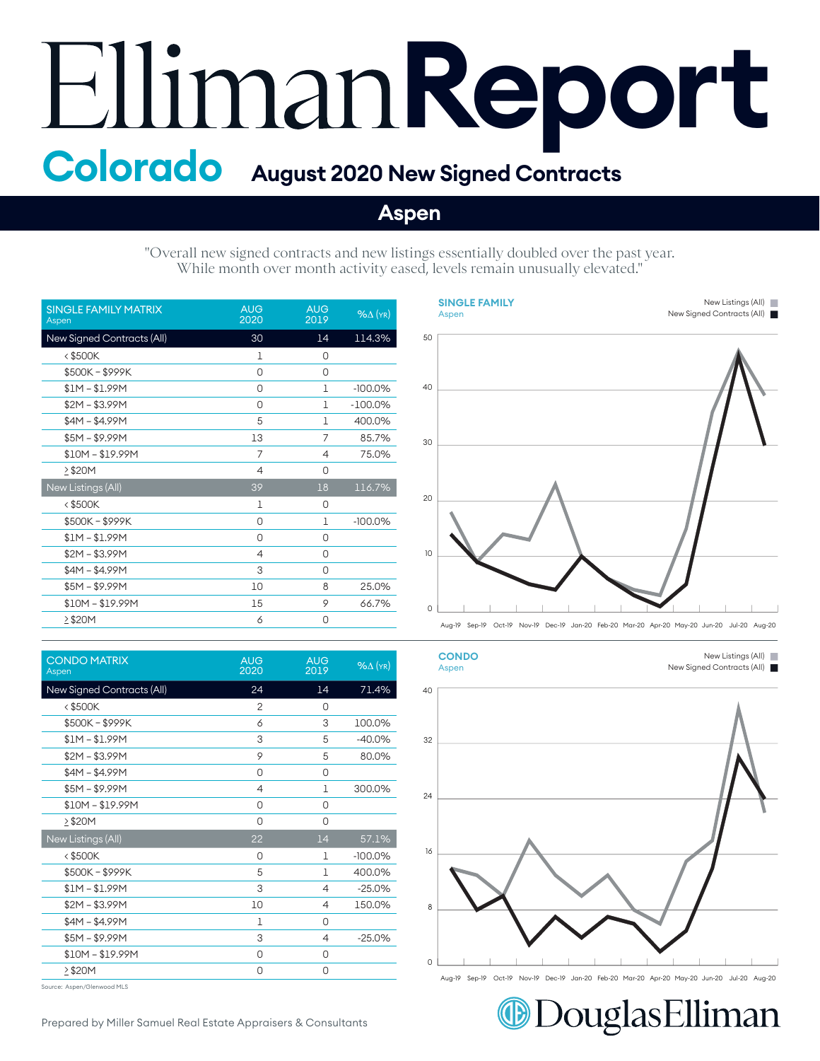# Elliman Report

## Colorado — August 2020 New Signed Contracts

## Aspen

"Overall new signed contracts and new listings essentially doubled over the past year. While month over month activity eased, levels remain unusually elevated."

| SINGLE FAMILY MATRIX Aspen | AUG 2020 | AUG 2019 | %Δ (YR) |
|---|---|---|---|
| New Signed Contracts (All) | 30 | 14 | 114.3% |
| < $500K | 1 | 0 | |
| $500K – $999K | 0 | 0 | |
| $1M – $1.99M | 0 | 1 | -100.0% |
| $2M – $3.99M | 0 | 1 | -100.0% |
| $4M – $4.99M | 5 | 1 | 400.0% |
| $5M – $9.99M | 13 | 7 | 85.7% |
| $10M – $19.99M | 7 | 4 | 75.0% |
| ≥ $20M | 4 | 0 | |
| New Listings (All) | 39 | 18 | 116.7% |
| < $500K | 1 | 0 | |
| $500K – $999K | 0 | 1 | -100.0% |
| $1M – $1.99M | 0 | 0 | |
| $2M – $3.99M | 4 | 0 | |
| $4M – $4.99M | 3 | 0 | |
| $5M – $9.99M | 10 | 8 | 25.0% |
| $10M – $19.99M | 15 | 9 | 66.7% |
| ≥ $20M | 6 | 0 | |

**SINGLE FAMILY** Aspen — New Listings (All), New Signed Contracts (All); Aug-19 to Aug-20

| CONDO MATRIX Aspen | AUG 2020 | AUG 2019 | %Δ (YR) |
|---|---|---|---|
| New Signed Contracts (All) | 24 | 14 | 71.4% |
| < $500K | 2 | 0 | |
| $500K – $999K | 6 | 3 | 100.0% |
| $1M – $1.99M | 3 | 5 | -40.0% |
| $2M – $3.99M | 9 | 5 | 80.0% |
| $4M – $4.99M | 0 | 0 | |
| $5M – $9.99M | 4 | 1 | 300.0% |
| $10M – $19.99M | 0 | 0 | |
| ≥ $20M | 0 | 0 | |
| New Listings (All) | 22 | 14 | 57.1% |
| < $500K | 0 | 1 | -100.0% |
| $500K – $999K | 5 | 1 | 400.0% |
| $1M – $1.99M | 3 | 4 | -25.0% |
| $2M – $3.99M | 10 | 4 | 150.0% |
| $4M – $4.99M | 1 | 0 | |
| $5M – $9.99M | 3 | 4 | -25.0% |
| $10M – $19.99M | 0 | 0 | |
| ≥ $20M | 0 | 0 | |

**CONDO** Aspen — New Listings (All), New Signed Contracts (All); Aug-19 to Aug-20

Source: Aspen/Glenwood MLS

Prepared by Miller Samuel Real Estate Appraisers & Consultants

Douglas Elliman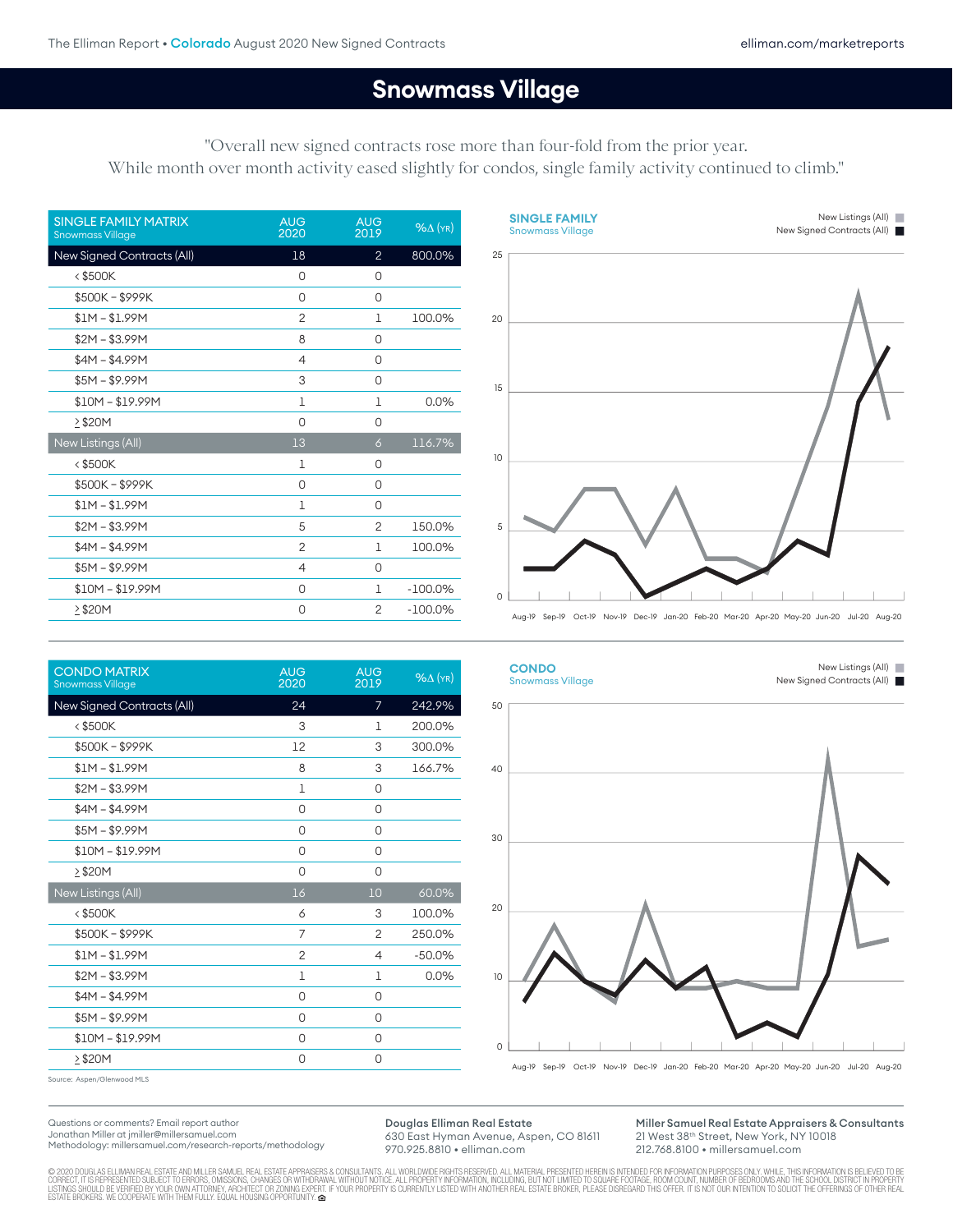# Snowmass Village

"Overall new signed contracts rose more than four-fold from the prior year.
While month over month activity eased slightly for condos, single family activity continued to climb."

| SINGLE FAMILY MATRIX Snowmass Village | AUG 2020 | AUG 2019 | %Δ (YR) |
|---|---|---|---|
| New Signed Contracts (All) | 18 | 2 | 800.0% |
| < $500K | 0 | 0 | |
| $500K – $999K | 0 | 0 | |
| $1M – $1.99M | 2 | 1 | 100.0% |
| $2M – $3.99M | 8 | 0 | |
| $4M – $4.99M | 4 | 0 | |
| $5M – $9.99M | 3 | 0 | |
| $10M – $19.99M | 1 | 1 | 0.0% |
| ≥ $20M | 0 | 0 | |
| New Listings (All) | 13 | 6 | 116.7% |
| < $500K | 1 | 0 | |
| $500K – $999K | 0 | 0 | |
| $1M – $1.99M | 1 | 0 | |
| $2M – $3.99M | 5 | 2 | 150.0% |
| $4M – $4.99M | 2 | 1 | 100.0% |
| $5M – $9.99M | 4 | 0 | |
| $10M – $19.99M | 0 | 1 | -100.0% |
| ≥ $20M | 0 | 2 | -100.0% |

SINGLE FAMILY
Snowmass Village
New Listings (All)
New Signed Contracts (All)
25
20
15
10
5
0
Aug-19 Sep-19 Oct-19 Nov-19 Dec-19 Jan-20 Feb-20 Mar-20 Apr-20 May-20 Jun-20 Jul-20 Aug-20

| CONDO MATRIX Snowmass Village | AUG 2020 | AUG 2019 | %Δ (YR) |
|---|---|---|---|
| New Signed Contracts (All) | 24 | 7 | 242.9% |
| < $500K | 3 | 1 | 200.0% |
| $500K – $999K | 12 | 3 | 300.0% |
| $1M – $1.99M | 8 | 3 | 166.7% |
| $2M – $3.99M | 1 | 0 | |
| $4M – $4.99M | 0 | 0 | |
| $5M – $9.99M | 0 | 0 | |
| $10M – $19.99M | 0 | 0 | |
| ≥ $20M | 0 | 0 | |
| New Listings (All) | 16 | 10 | 60.0% |
| < $500K | 6 | 3 | 100.0% |
| $500K – $999K | 7 | 2 | 250.0% |
| $1M – $1.99M | 2 | 4 | -50.0% |
| $2M – $3.99M | 1 | 1 | 0.0% |
| $4M – $4.99M | 0 | 0 | |
| $5M – $9.99M | 0 | 0 | |
| $10M – $19.99M | 0 | 0 | |
| ≥ $20M | 0 | 0 | |

CONDO
Snowmass Village
New Listings (All)
New Signed Contracts (All)
50
40
30
20
10
0
Aug-19 Sep-19 Oct-19 Nov-19 Dec-19 Jan-20 Feb-20 Mar-20 Apr-20 May-20 Jun-20 Jul-20 Aug-20

Source: Aspen/Glenwood MLS

Questions or comments? Email report author
Jonathan Miller at jmiller@millersamuel.com
Methodology: millersamuel.com/research-reports/methodology

**Douglas Elliman Real Estate**
630 East Hyman Avenue, Aspen, CO 81611
970.925.8810 • elliman.com

**Miller Samuel Real Estate Appraisers & Consultants**
21 West 38th Street, New York, NY 10018
212.768.8100 • millersamuel.com

© 2020 DOUGLAS ELLIMAN REAL ESTATE AND MILLER SAMUEL REAL ESTATE APPRAISERS & CONSULTANTS. ALL WORLDWIDE RIGHTS RESERVED. ALL MATERIAL PRESENTED HEREIN IS INTENDED FOR INFORMATION PURPOSES ONLY. WHILE, THIS INFORMATION IS BELIEVED TO BE CORRECT, IT IS REPRESENTED SUBJECT TO ERRORS, OMISSIONS, CHANGES OR WITHDRAWAL WITHOUT NOTICE. ALL PROPERTY INFORMATION, INCLUDING, BUT NOT LIMITED TO SQUARE FOOTAGE, ROOM COUNT, NUMBER OF BEDROOMS AND THE SCHOOL DISTRICT IN PROPERTY LISTINGS SHOULD BE VERIFIED BY YOUR OWN ATTORNEY, ARCHITECT OR ZONING EXPERT. IF YOUR PROPERTY IS CURRENTLY LISTED WITH ANOTHER REAL ESTATE BROKER, PLEASE DISREGARD THIS OFFER. IT IS NOT OUR INTENTION TO SOLICIT THE OFFERINGS OF OTHER REAL ESTATE BROKERS. WE COOPERATE WITH THEM FULLY. EQUAL HOUSING OPPORTUNITY.